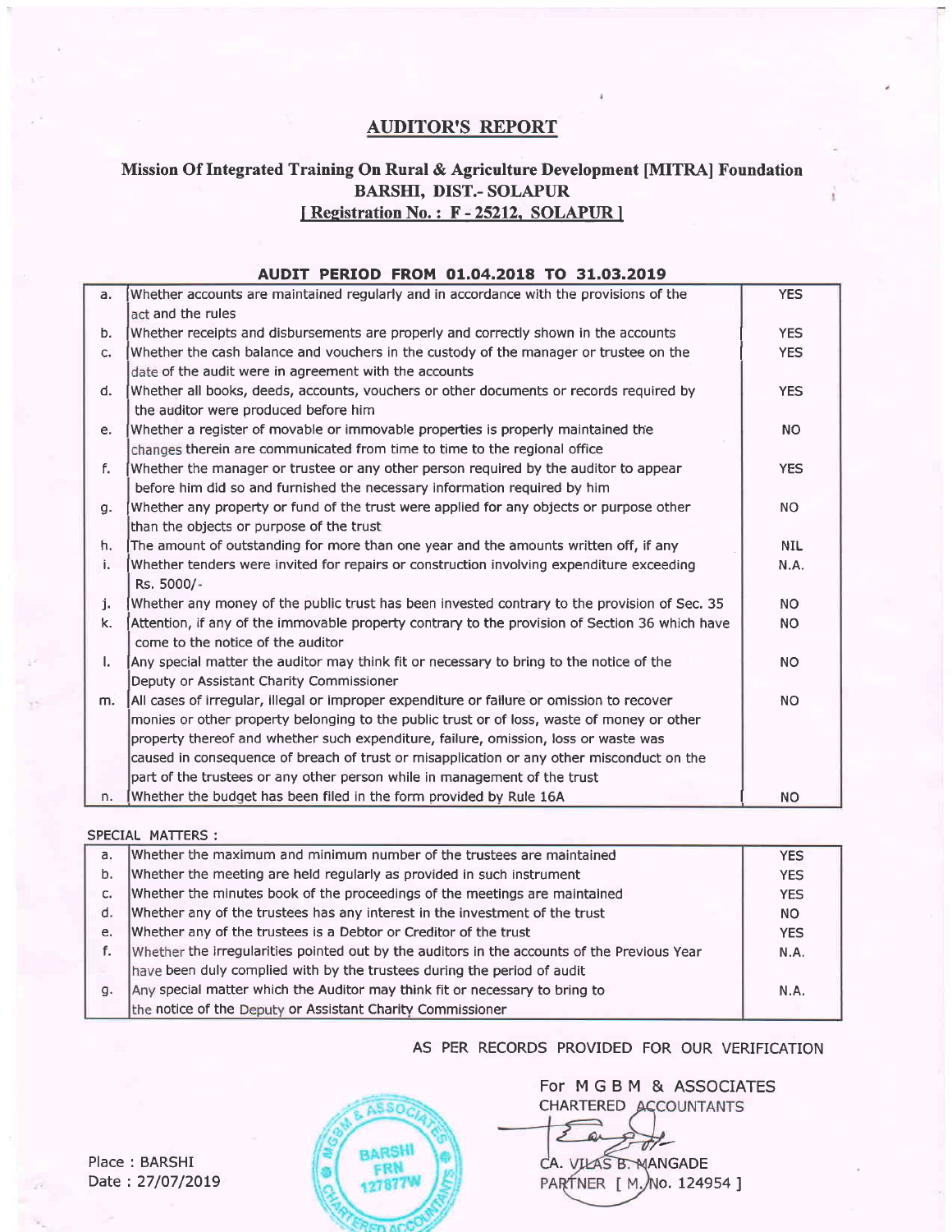# AUDITOR'S REPORT

## Mission Of Integrated Training On Rural & Agriculture Development [MITRA] Foundation
## BARSHI, DIST.- SOLAPUR
## [ Registration No. : F - 25212, SOLAPUR ]

**AUDIT PERIOD FROM 01.04.2018 TO 31.03.2019**

| | | |
|---|---|---|
| a. | Whether accounts are maintained regularly and in accordance with the provisions of the act and the rules | YES |
| b. | Whether receipts and disbursements are properly and correctly shown in the accounts | YES |
| c. | Whether the cash balance and vouchers in the custody of the manager or trustee on the date of the audit were in agreement with the accounts | YES |
| d. | Whether all books, deeds, accounts, vouchers or other documents or records required by the auditor were produced before him | YES |
| e. | Whether a register of movable or immovable properties is properly maintained the changes therein are communicated from time to time to the regional office | NO |
| f. | Whether the manager or trustee or any other person required by the auditor to appear before him did so and furnished the necessary information required by him | YES |
| g. | Whether any property or fund of the trust were applied for any objects or purpose other than the objects or purpose of the trust | NO |
| h. | The amount of outstanding for more than one year and the amounts written off, if any | NIL |
| i. | Whether tenders were invited for repairs or construction involving expenditure exceeding Rs. 5000/- | N.A. |
| j. | Whether any money of the public trust has been invested contrary to the provision of Sec. 35 | NO |
| k. | Attention, if any of the immovable property contrary to the provision of Section 36 which have come to the notice of the auditor | NO |
| l. | Any special matter the auditor may think fit or necessary to bring to the notice of the Deputy or Assistant Charity Commissioner | NO |
| m. | All cases of irregular, illegal or improper expenditure or failure or omission to recover monies or other property belonging to the public trust or of loss, waste of money or other property thereof and whether such expenditure, failure, omission, loss or waste was caused in consequence of breach of trust or misapplication or any other misconduct on the part of the trustees or any other person while in management of the trust | NO |
| n. | Whether the budget has been filed in the form provided by Rule 16A | NO |

SPECIAL MATTERS :

| | | |
|---|---|---|
| a. | Whether the maximum and minimum number of the trustees are maintained | YES |
| b. | Whether the meeting are held regularly as provided in such instrument | YES |
| c. | Whether the minutes book of the proceedings of the meetings are maintained | YES |
| d. | Whether any of the trustees has any interest in the investment of the trust | NO |
| e. | Whether any of the trustees is a Debtor or Creditor of the trust | YES |
| f. | Whether the irregularities pointed out by the auditors in the accounts of the Previous Year have been duly complied with by the trustees during the period of audit | N.A. |
| g. | Any special matter which the Auditor may think fit or necessary to bring to the notice of the Deputy or Assistant Charity Commissioner | N.A. |

AS PER RECORDS PROVIDED FOR OUR VERIFICATION

For M G B M & ASSOCIATES
CHARTERED ACCOUNTANTS

CA. VILAS B. MANGADE
PARTNER [ M. No. 124954 ]

Place : BARSHI
Date : 27/07/2019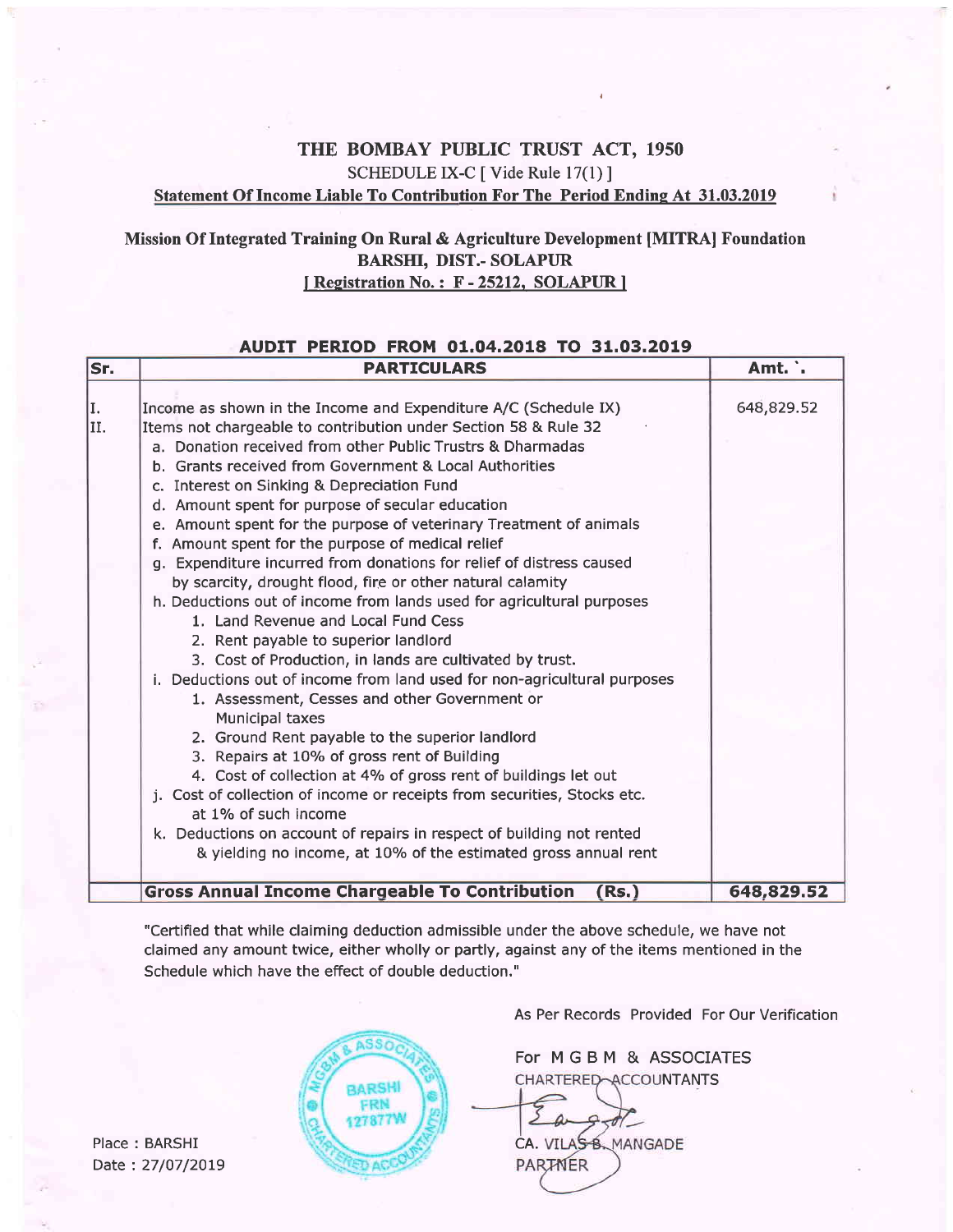# THE BOMBAY PUBLIC TRUST ACT, 1950

SCHEDULE IX-C [ Vide Rule 17(1) ]

**Statement Of Income Liable To Contribution For The Period Ending At 31.03.2019**

## Mission Of Integrated Training On Rural & Agriculture Development [MITRA] Foundation

**BARSHI, DIST.- SOLAPUR**

**[ Registration No. : F - 25212, SOLAPUR ]**

**AUDIT PERIOD FROM 01.04.2018 TO 31.03.2019**

| Sr. | PARTICULARS | Amt. `. |
|---|---|---|
| I. | Income as shown in the Income and Expenditure A/C (Schedule IX) | 648,829.52 |
| II. | Items not chargeable to contribution under Section 58 & Rule 32 | |
| | a. Donation received from other Public Trustrs & Dharmadas | |
| | b. Grants received from Government & Local Authorities | |
| | c. Interest on Sinking & Depreciation Fund | |
| | d. Amount spent for purpose of secular education | |
| | e. Amount spent for the purpose of veterinary Treatment of animals | |
| | f. Amount spent for the purpose of medical relief | |
| | g. Expenditure incurred from donations for relief of distress caused by scarcity, drought flood, fire or other natural calamity | |
| | h. Deductions out of income from lands used for agricultural purposes | |
| | 1. Land Revenue and Local Fund Cess | |
| | 2. Rent payable to superior landlord | |
| | 3. Cost of Production, in lands are cultivated by trust. | |
| | i. Deductions out of income from land used for non-agricultural purposes | |
| | 1. Assessment, Cesses and other Government or Municipal taxes | |
| | 2. Ground Rent payable to the superior landlord | |
| | 3. Repairs at 10% of gross rent of Building | |
| | 4. Cost of collection at 4% of gross rent of buildings let out | |
| | j. Cost of collection of income or receipts from securities, Stocks etc. at 1% of such income | |
| | k. Deductions on account of repairs in respect of building not rented & yielding no income, at 10% of the estimated gross annual rent | |
| | **Gross Annual Income Chargeable To Contribution (Rs.)** | **648,829.52** |

"Certified that while claiming deduction admissible under the above schedule, we have not claimed any amount twice, either wholly or partly, against any of the items mentioned in the Schedule which have the effect of double deduction."

As Per Records Provided For Our Verification

For M G B M & ASSOCIATES
CHARTERED ACCOUNTANTS

CA. VILAS B. MANGADE
PARTNER

Place : BARSHI
Date : 27/07/2019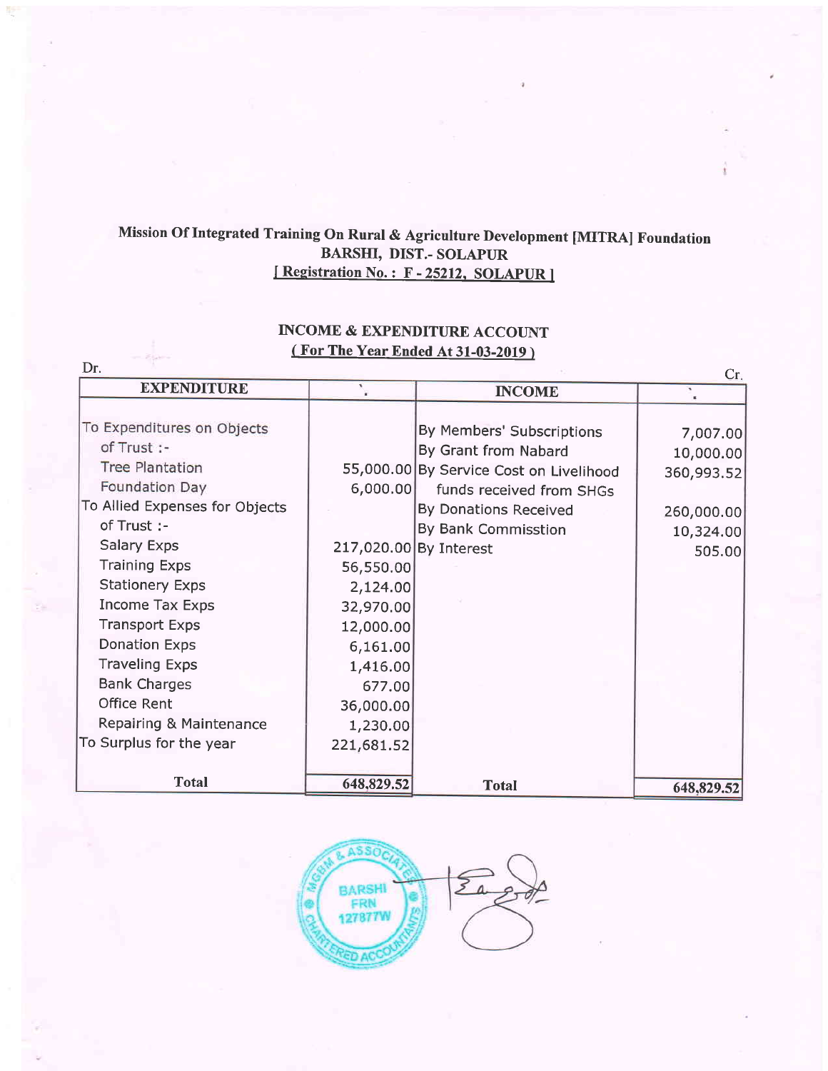**Mission Of Integrated Training On Rural & Agriculture Development [MITRA] Foundation**
**BARSHI, DIST.- SOLAPUR**
**[ Registration No. : F - 25212, SOLAPUR ]**

**INCOME & EXPENDITURE ACCOUNT**
**( For The Year Ended At 31-03-2019 )**

Dr. Cr.

| EXPENDITURE | ` | INCOME | ` |
|---|---|---|---|
| To Expenditures on Objects of Trust :- | | By Members' Subscriptions | 7,007.00 |
| Tree Plantation | 55,000.00 | By Grant from Nabard | 10,000.00 |
| Foundation Day | 6,000.00 | By Service Cost on Livelihood funds received from SHGs | 360,993.52 |
| To Allied Expenses for Objects of Trust :- | | By Donations Received | 260,000.00 |
| Salary Exps | 217,020.00 | By Bank Commisstion | 10,324.00 |
| Training Exps | 56,550.00 | By Interest | 505.00 |
| Stationery Exps | 2,124.00 | | |
| Income Tax Exps | 32,970.00 | | |
| Transport Exps | 12,000.00 | | |
| Donation Exps | 6,161.00 | | |
| Traveling Exps | 1,416.00 | | |
| Bank Charges | 677.00 | | |
| Office Rent | 36,000.00 | | |
| Repairing & Maintenance | 1,230.00 | | |
| To Surplus for the year | 221,681.52 | | |
| **Total** | **648,829.52** | **Total** | **648,829.52** |

MGBM & ASSOCIATES
BARSHI
FRN 127877W
CHARTERED ACCOUNTANTS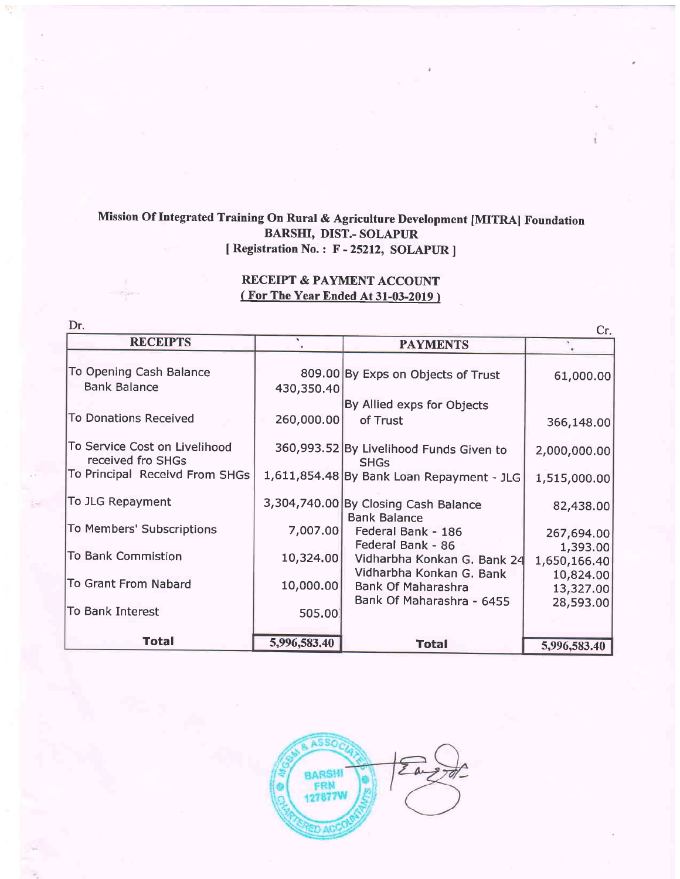# Mission Of Integrated Training On Rural & Agriculture Development [MITRA] Foundation

## BARSHI, DIST.- SOLAPUR

**[ Registration No. : F - 25212, SOLAPUR ]**

## RECEIPT & PAYMENT ACCOUNT

**( For The Year Ended At 31-03-2019 )**

Dr. Cr.

| RECEIPTS | ` | PAYMENTS | ` |
|---|---|---|---|
| To Opening Cash Balance | 809.00 | By Exps on Objects of Trust | 61,000.00 |
| Bank Balance | 430,350.40 | | |
| To Donations Received | 260,000.00 | By Allied exps for Objects of Trust | 366,148.00 |
| To Service Cost on Livelihood received fro SHGs | 360,993.52 | By Livelihood Funds Given to SHGs | 2,000,000.00 |
| To Principal Receivd From SHGs | 1,611,854.48 | By Bank Loan Repayment - JLG | 1,515,000.00 |
| To JLG Repayment | 3,304,740.00 | By Closing Cash Balance | 82,438.00 |
| | | Bank Balance | |
| To Members' Subscriptions | 7,007.00 | Federal Bank - 186 | 267,694.00 |
| | | Federal Bank - 86 | 1,393.00 |
| To Bank Commistion | 10,324.00 | Vidharbha Konkan G. Bank 24 | 1,650,166.40 |
| | | Vidharbha Konkan G. Bank | 10,824.00 |
| To Grant From Nabard | 10,000.00 | Bank Of Maharashra | 13,327.00 |
| | | Bank Of Maharashra - 6455 | 28,593.00 |
| To Bank Interest | 505.00 | | |
| **Total** | **5,996,583.40** | **Total** | **5,996,583.40** |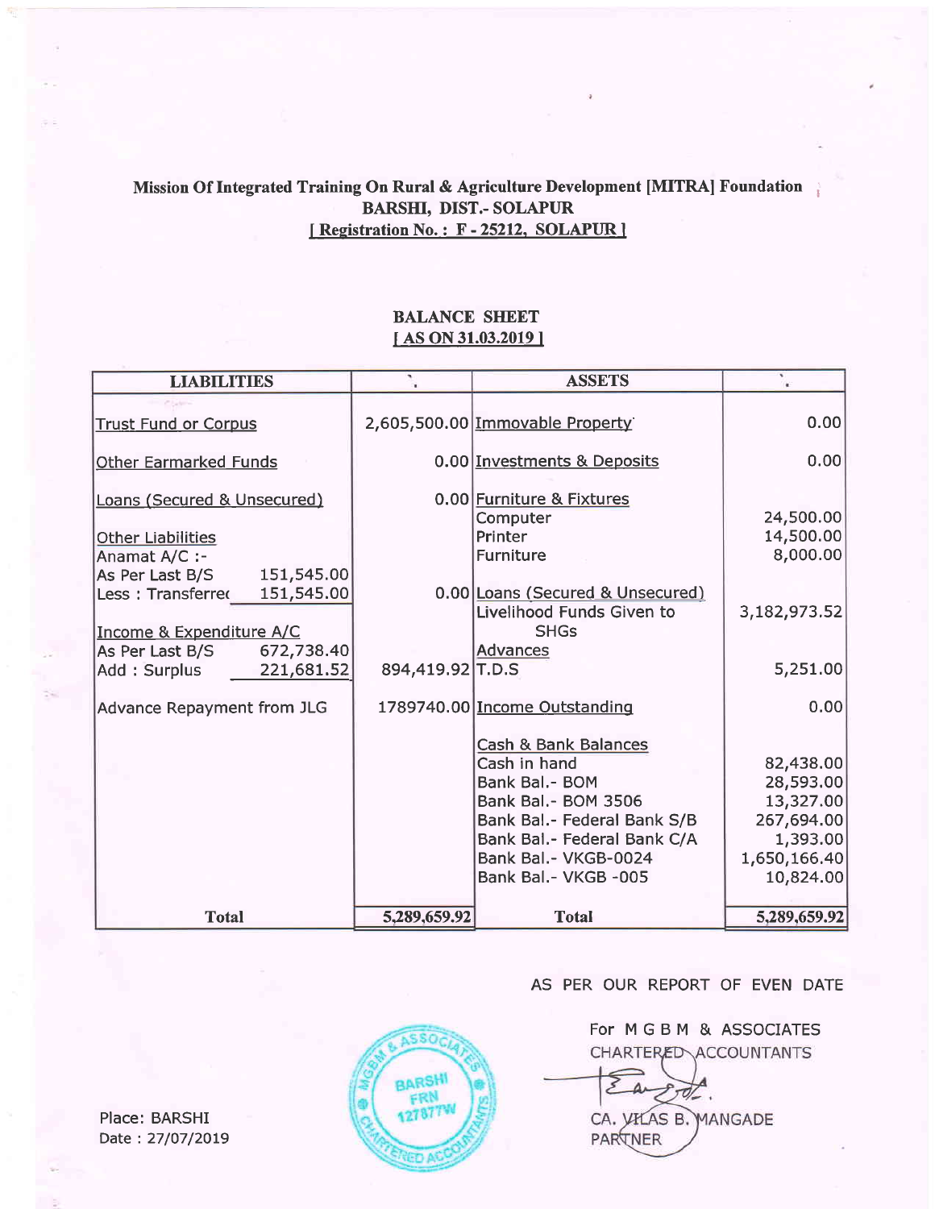**Mission Of Integrated Training On Rural & Agriculture Development [MITRA] Foundation**
**BARSHI, DIST.- SOLAPUR**
**[ Registration No. : F - 25212, SOLAPUR ]**

**BALANCE SHEET**
**[ AS ON 31.03.2019 ]**

| LIABILITIES | | ` | ASSETS | ` |
|---|---|---|---|---|
| Trust Fund or Corpus | | 2,605,500.00 | Immovable Property | 0.00 |
| Other Earmarked Funds | | 0.00 | Investments & Deposits | 0.00 |
| Loans (Secured & Unsecured) | | 0.00 | Furniture & Fixtures | |
| | | | Computer | 24,500.00 |
| Other Liabilities | | | Printer | 14,500.00 |
| Anamat A/C :- | | | Furniture | 8,000.00 |
| As Per Last B/S | 151,545.00 | | | |
| Less : Transferred | 151,545.00 | 0.00 | Loans (Secured & Unsecured) | |
| | | | Livelihood Funds Given to SHGs | 3,182,973.52 |
| Income & Expenditure A/C | | | | |
| As Per Last B/S | 672,738.40 | | Advances | |
| Add : Surplus | 221,681.52 | 894,419.92 | T.D.S | 5,251.00 |
| Advance Repayment from JLG | | 1789740.00 | Income Outstanding | 0.00 |
| | | | Cash & Bank Balances | |
| | | | Cash in hand | 82,438.00 |
| | | | Bank Bal.- BOM | 28,593.00 |
| | | | Bank Bal.- BOM 3506 | 13,327.00 |
| | | | Bank Bal.- Federal Bank S/B | 267,694.00 |
| | | | Bank Bal.- Federal Bank C/A | 1,393.00 |
| | | | Bank Bal.- VKGB-0024 | 1,650,166.40 |
| | | | Bank Bal.- VKGB -005 | 10,824.00 |
| **Total** | | **5,289,659.92** | **Total** | **5,289,659.92** |

AS PER OUR REPORT OF EVEN DATE

For M G B M & ASSOCIATES
CHARTERED ACCOUNTANTS

M G B M & ASSOCIATES CHARTERED ACCOUNTANTS BARSHI FRN 127877W

CA. VILAS B. MANGADE
PARTNER

Place: BARSHI
Date : 27/07/2019